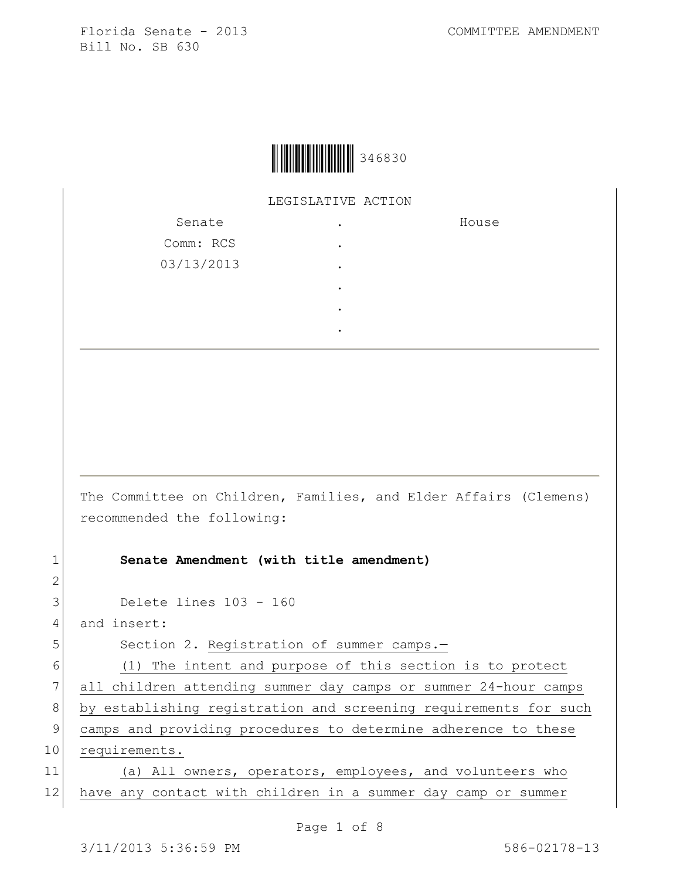Florida Senate - 2013
Bill No. SB 630

COMMITTEE AMENDMENT

346830

LEGISLATIVE ACTION

| Senate | . | House |
|---|---|---|
| Comm: RCS | . | |
| 03/13/2013 | . | |
| | . | |
| | . | |
| | . | |

The Committee on Children, Families, and Elder Affairs (Clemens) recommended the following:

1 **Senate Amendment (with title amendment)**

2

3 Delete lines 103 - 160

4 and insert:

5 Section 2. Registration of summer camps.—

6 (1) The intent and purpose of this section is to protect

7 all children attending summer day camps or summer 24-hour camps

8 by establishing registration and screening requirements for such

9 camps and providing procedures to determine adherence to these

10 requirements.

11 (a) All owners, operators, employees, and volunteers who

12 have any contact with children in a summer day camp or summer

3/11/2013 5:36:59 PM 586-02178-13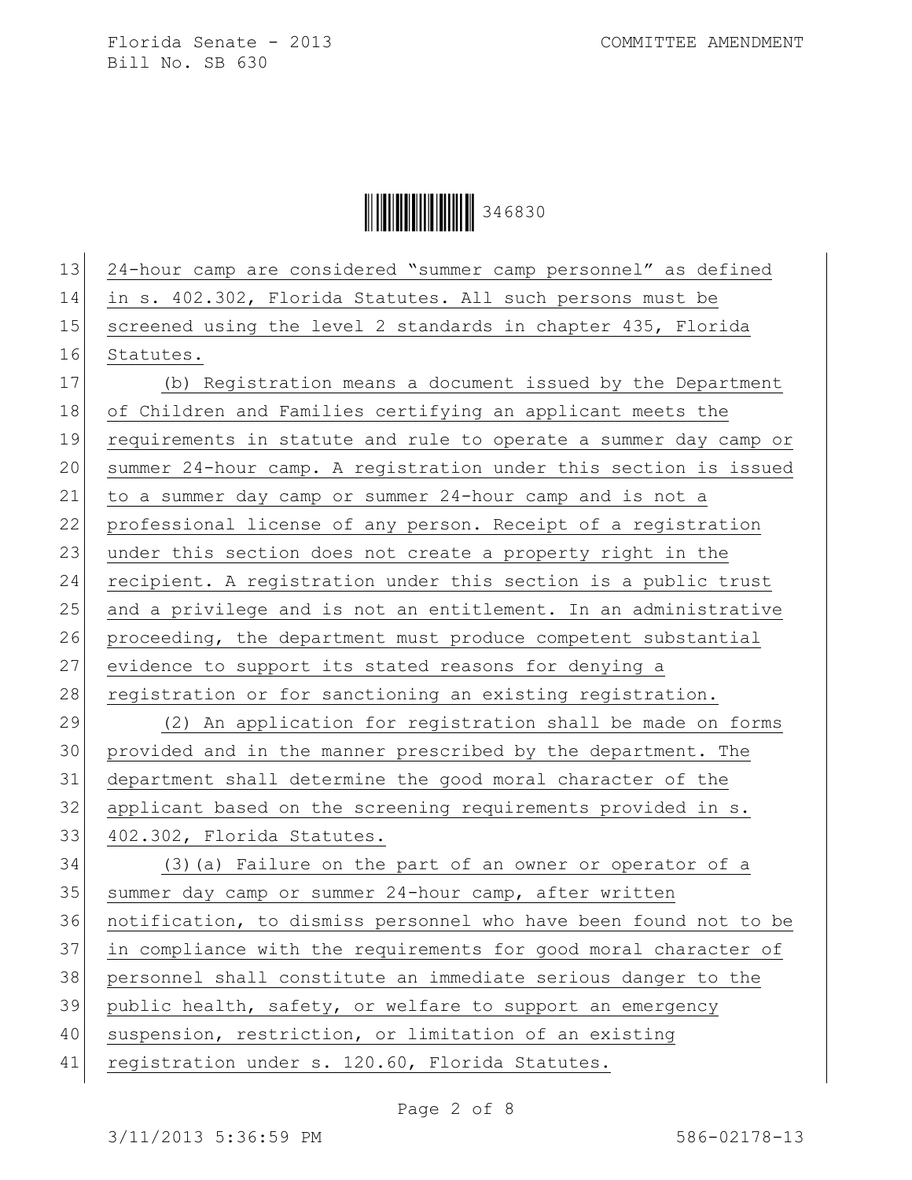24-hour camp are considered "summer camp personnel" as defined in s. 402.302, Florida Statutes. All such persons must be screened using the level 2 standards in chapter 435, Florida Statutes.

(b) Registration means a document issued by the Department of Children and Families certifying an applicant meets the requirements in statute and rule to operate a summer day camp or summer 24-hour camp. A registration under this section is issued to a summer day camp or summer 24-hour camp and is not a professional license of any person. Receipt of a registration under this section does not create a property right in the recipient. A registration under this section is a public trust and a privilege and is not an entitlement. In an administrative proceeding, the department must produce competent substantial evidence to support its stated reasons for denying a registration or for sanctioning an existing registration.

(2) An application for registration shall be made on forms provided and in the manner prescribed by the department. The department shall determine the good moral character of the applicant based on the screening requirements provided in s. 402.302, Florida Statutes.

(3)(a) Failure on the part of an owner or operator of a summer day camp or summer 24-hour camp, after written notification, to dismiss personnel who have been found not to be in compliance with the requirements for good moral character of personnel shall constitute an immediate serious danger to the public health, safety, or welfare to support an emergency suspension, restriction, or limitation of an existing registration under s. 120.60, Florida Statutes.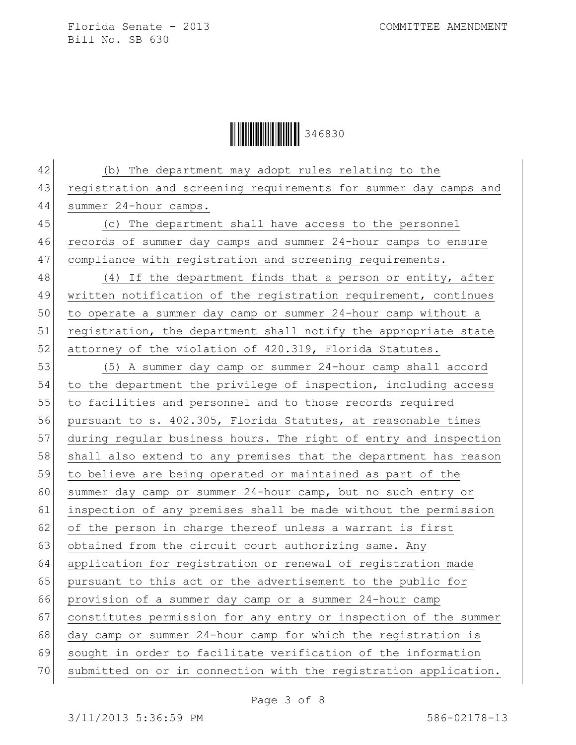(b) The department may adopt rules relating to the registration and screening requirements for summer day camps and summer 24-hour camps.

(c) The department shall have access to the personnel records of summer day camps and summer 24-hour camps to ensure compliance with registration and screening requirements.

(4) If the department finds that a person or entity, after written notification of the registration requirement, continues to operate a summer day camp or summer 24-hour camp without a registration, the department shall notify the appropriate state attorney of the violation of 420.319, Florida Statutes.

(5) A summer day camp or summer 24-hour camp shall accord to the department the privilege of inspection, including access to facilities and personnel and to those records required pursuant to s. 402.305, Florida Statutes, at reasonable times during regular business hours. The right of entry and inspection shall also extend to any premises that the department has reason to believe are being operated or maintained as part of the summer day camp or summer 24-hour camp, but no such entry or inspection of any premises shall be made without the permission of the person in charge thereof unless a warrant is first obtained from the circuit court authorizing same. Any application for registration or renewal of registration made pursuant to this act or the advertisement to the public for provision of a summer day camp or a summer 24-hour camp constitutes permission for any entry or inspection of the summer day camp or summer 24-hour camp for which the registration is sought in order to facilitate verification of the information submitted on or in connection with the registration application.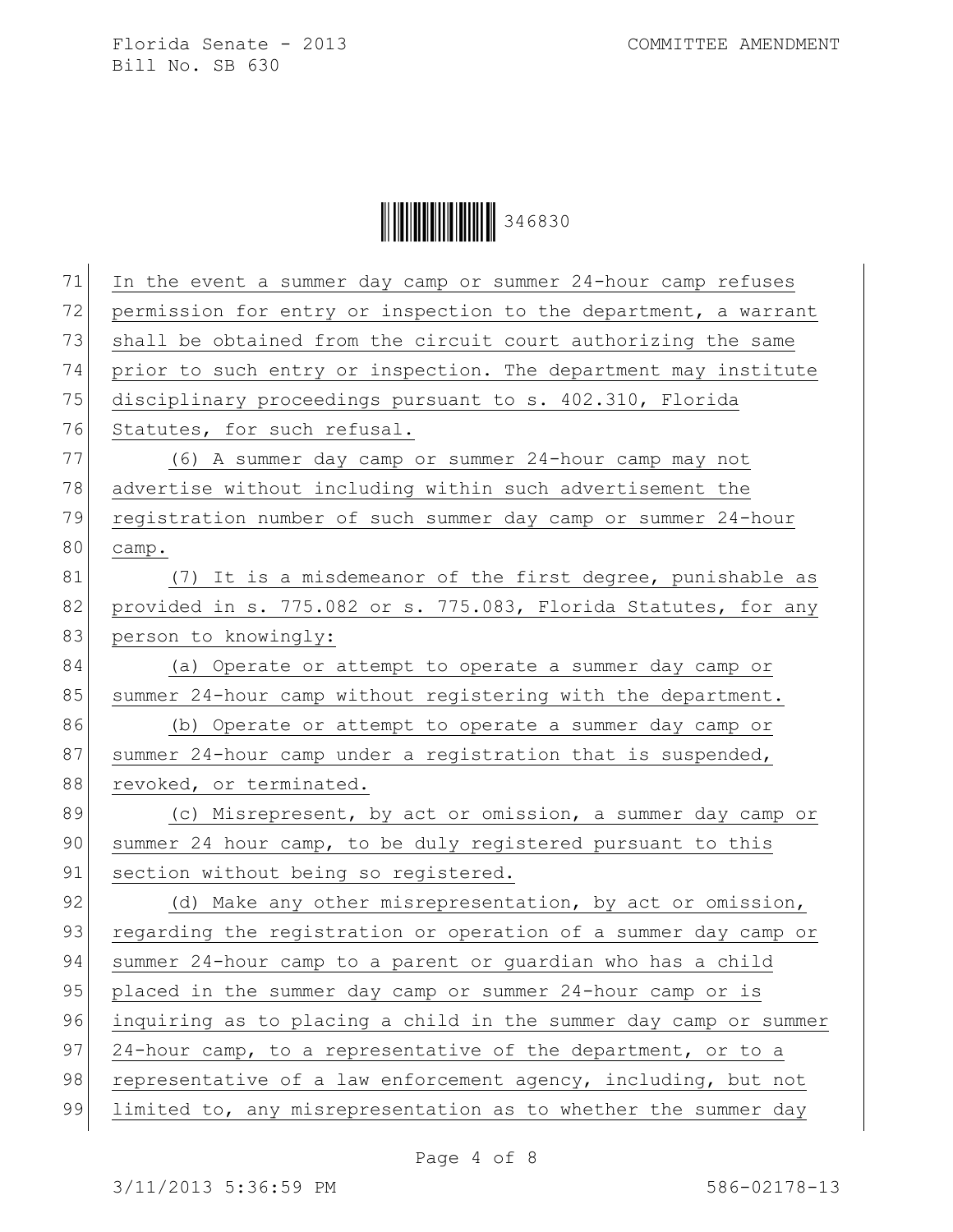In the event a summer day camp or summer 24-hour camp refuses permission for entry or inspection to the department, a warrant shall be obtained from the circuit court authorizing the same prior to such entry or inspection. The department may institute disciplinary proceedings pursuant to s. 402.310, Florida Statutes, for such refusal.

(6) A summer day camp or summer 24-hour camp may not advertise without including within such advertisement the registration number of such summer day camp or summer 24-hour camp.

(7) It is a misdemeanor of the first degree, punishable as provided in s. 775.082 or s. 775.083, Florida Statutes, for any person to knowingly:

(a) Operate or attempt to operate a summer day camp or summer 24-hour camp without registering with the department.

(b) Operate or attempt to operate a summer day camp or summer 24-hour camp under a registration that is suspended, revoked, or terminated.

(c) Misrepresent, by act or omission, a summer day camp or summer 24 hour camp, to be duly registered pursuant to this section without being so registered.

(d) Make any other misrepresentation, by act or omission, regarding the registration or operation of a summer day camp or summer 24-hour camp to a parent or guardian who has a child placed in the summer day camp or summer 24-hour camp or is inquiring as to placing a child in the summer day camp or summer 24-hour camp, to a representative of the department, or to a representative of a law enforcement agency, including, but not limited to, any misrepresentation as to whether the summer day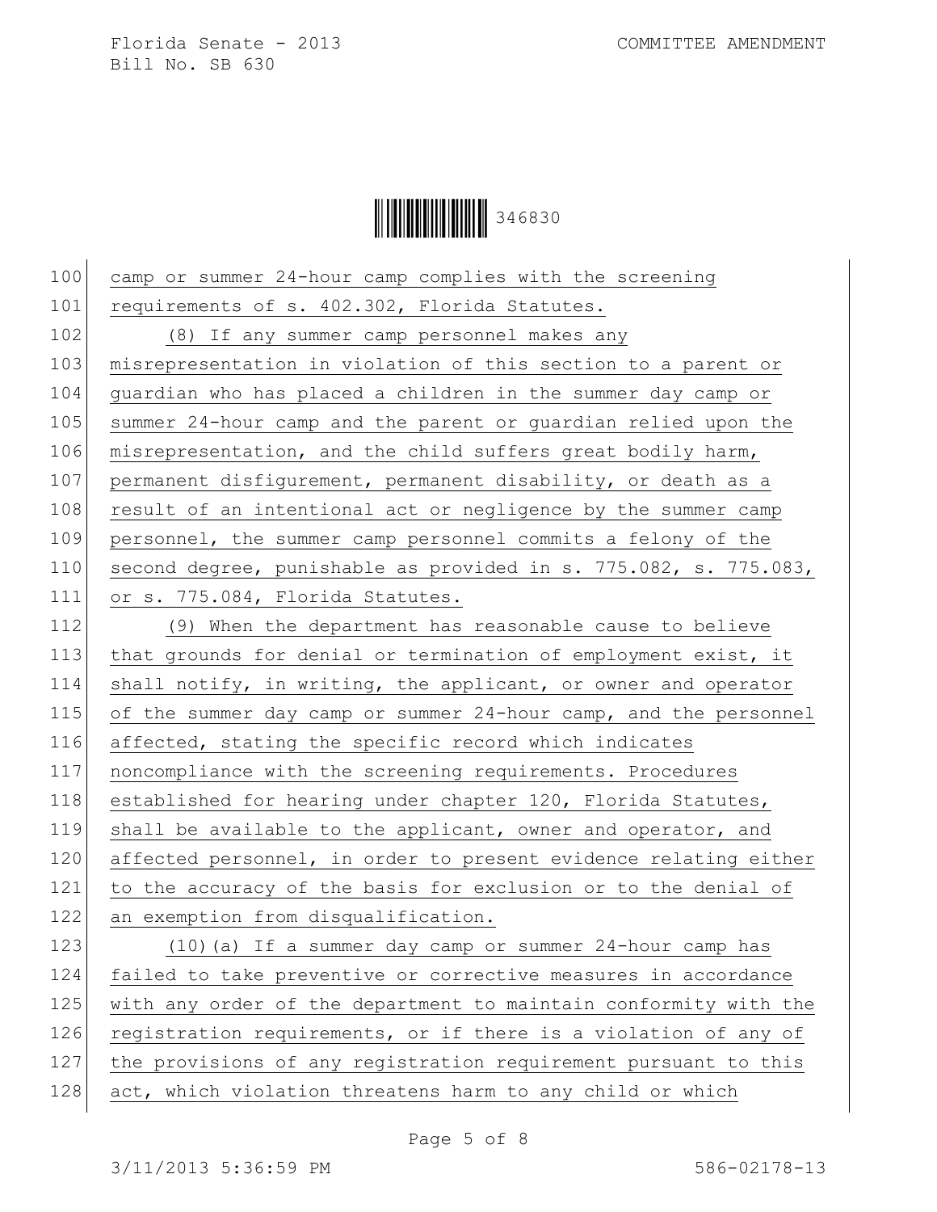camp or summer 24-hour camp complies with the screening requirements of s. 402.302, Florida Statutes.

(8) If any summer camp personnel makes any misrepresentation in violation of this section to a parent or guardian who has placed a children in the summer day camp or summer 24-hour camp and the parent or guardian relied upon the misrepresentation, and the child suffers great bodily harm, permanent disfigurement, permanent disability, or death as a result of an intentional act or negligence by the summer camp personnel, the summer camp personnel commits a felony of the second degree, punishable as provided in s. 775.082, s. 775.083, or s. 775.084, Florida Statutes.

(9) When the department has reasonable cause to believe that grounds for denial or termination of employment exist, it shall notify, in writing, the applicant, or owner and operator of the summer day camp or summer 24-hour camp, and the personnel affected, stating the specific record which indicates noncompliance with the screening requirements. Procedures established for hearing under chapter 120, Florida Statutes, shall be available to the applicant, owner and operator, and affected personnel, in order to present evidence relating either to the accuracy of the basis for exclusion or to the denial of an exemption from disqualification.

(10)(a) If a summer day camp or summer 24-hour camp has failed to take preventive or corrective measures in accordance with any order of the department to maintain conformity with the registration requirements, or if there is a violation of any of the provisions of any registration requirement pursuant to this act, which violation threatens harm to any child or which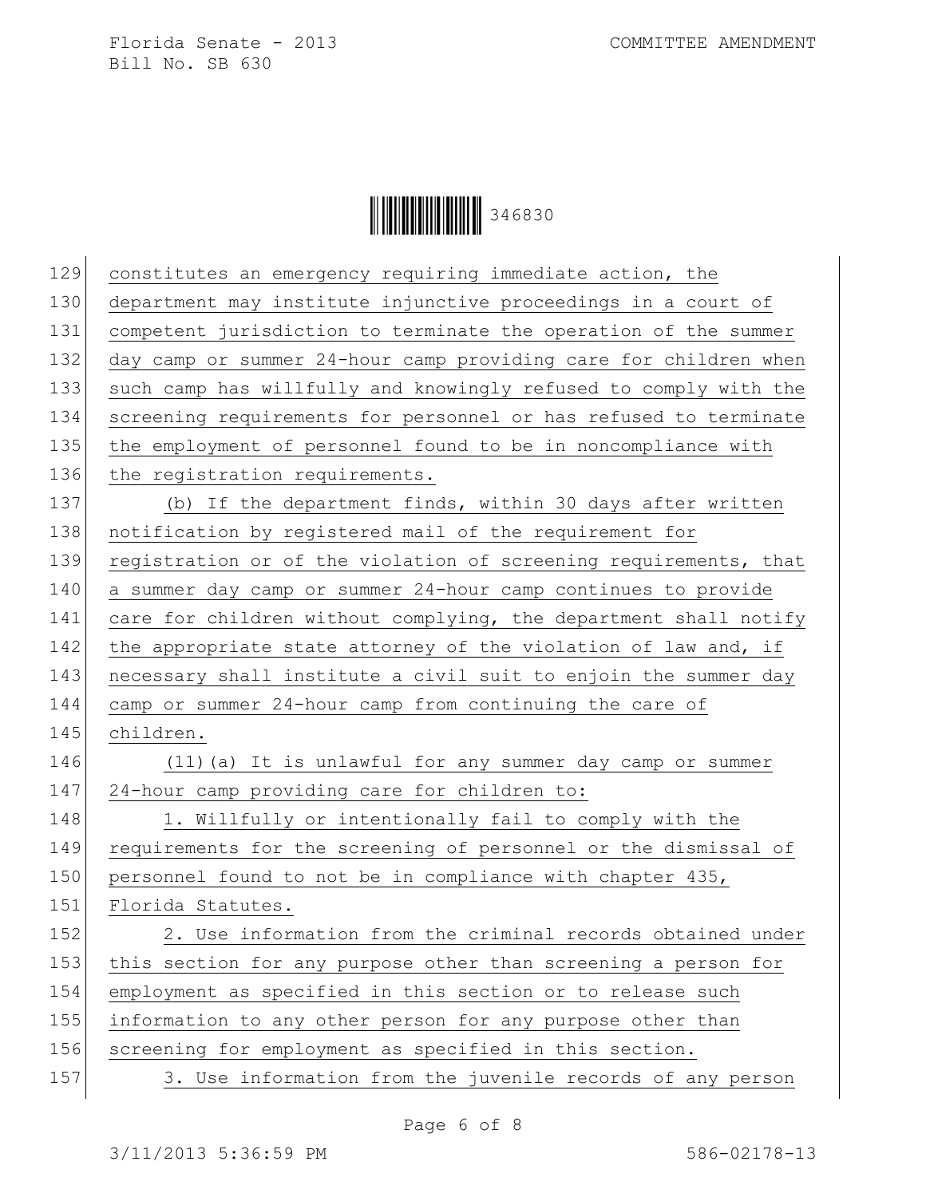constitutes an emergency requiring immediate action, the department may institute injunctive proceedings in a court of competent jurisdiction to terminate the operation of the summer day camp or summer 24-hour camp providing care for children when such camp has willfully and knowingly refused to comply with the screening requirements for personnel or has refused to terminate the employment of personnel found to be in noncompliance with the registration requirements.

(b) If the department finds, within 30 days after written notification by registered mail of the requirement for registration or of the violation of screening requirements, that a summer day camp or summer 24-hour camp continues to provide care for children without complying, the department shall notify the appropriate state attorney of the violation of law and, if necessary shall institute a civil suit to enjoin the summer day camp or summer 24-hour camp from continuing the care of children.

(11)(a) It is unlawful for any summer day camp or summer 24-hour camp providing care for children to:

1. Willfully or intentionally fail to comply with the requirements for the screening of personnel or the dismissal of personnel found to not be in compliance with chapter 435, Florida Statutes.

2. Use information from the criminal records obtained under this section for any purpose other than screening a person for employment as specified in this section or to release such information to any other person for any purpose other than screening for employment as specified in this section.

3. Use information from the juvenile records of any person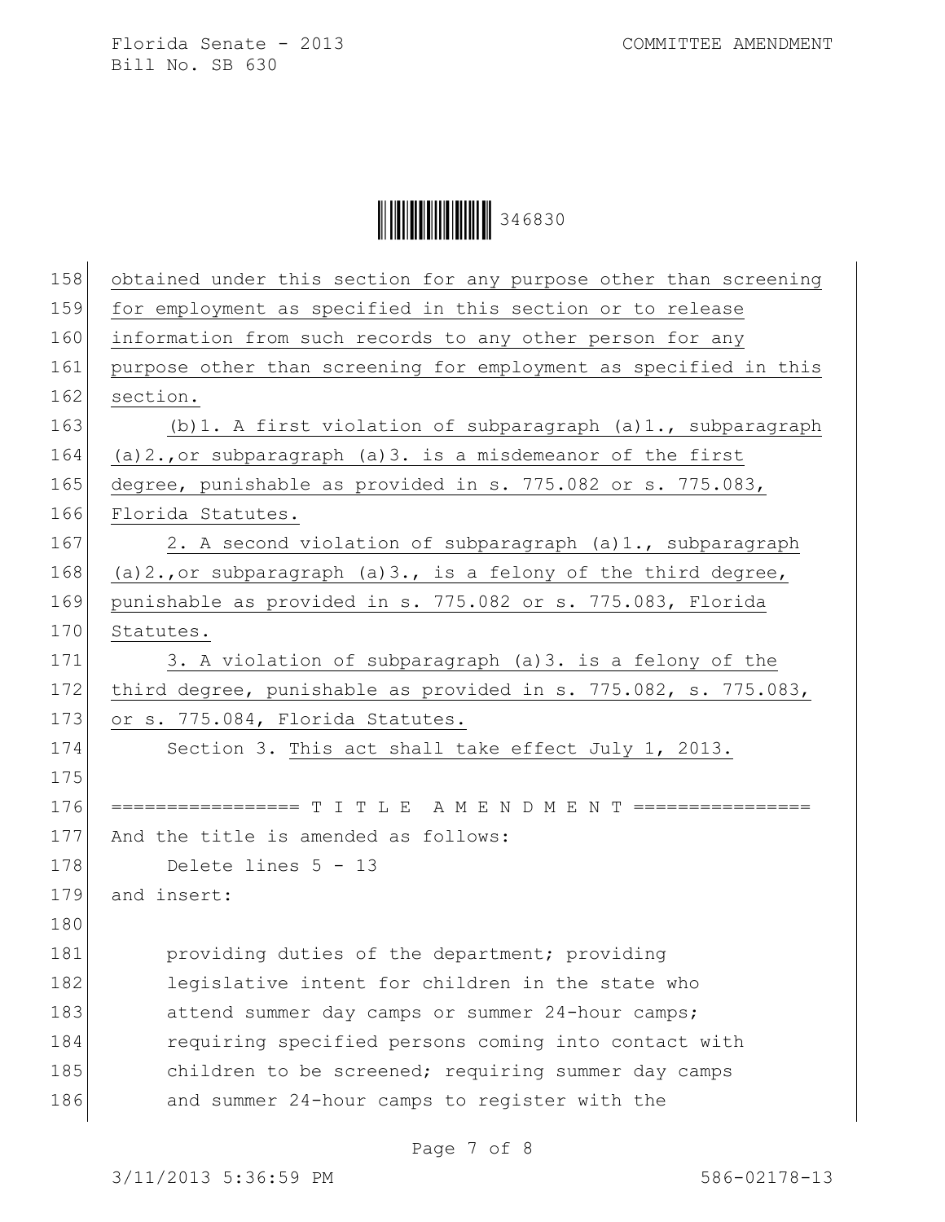obtained under this section for any purpose other than screening for employment as specified in this section or to release information from such records to any other person for any purpose other than screening for employment as specified in this section.

(b)1. A first violation of subparagraph (a)1., subparagraph (a)2.,or subparagraph (a)3. is a misdemeanor of the first degree, punishable as provided in s. 775.082 or s. 775.083, Florida Statutes.

2. A second violation of subparagraph (a)1., subparagraph (a)2.,or subparagraph (a)3., is a felony of the third degree, punishable as provided in s. 775.082 or s. 775.083, Florida Statutes.

3. A violation of subparagraph (a)3. is a felony of the third degree, punishable as provided in s. 775.082, s. 775.083, or s. 775.084, Florida Statutes.

Section 3. This act shall take effect July 1, 2013.

================= T I T L E A M E N D M E N T ================

And the title is amended as follows:

Delete lines 5 - 13

and insert:

providing duties of the department; providing legislative intent for children in the state who attend summer day camps or summer 24-hour camps; requiring specified persons coming into contact with children to be screened; requiring summer day camps and summer 24-hour camps to register with the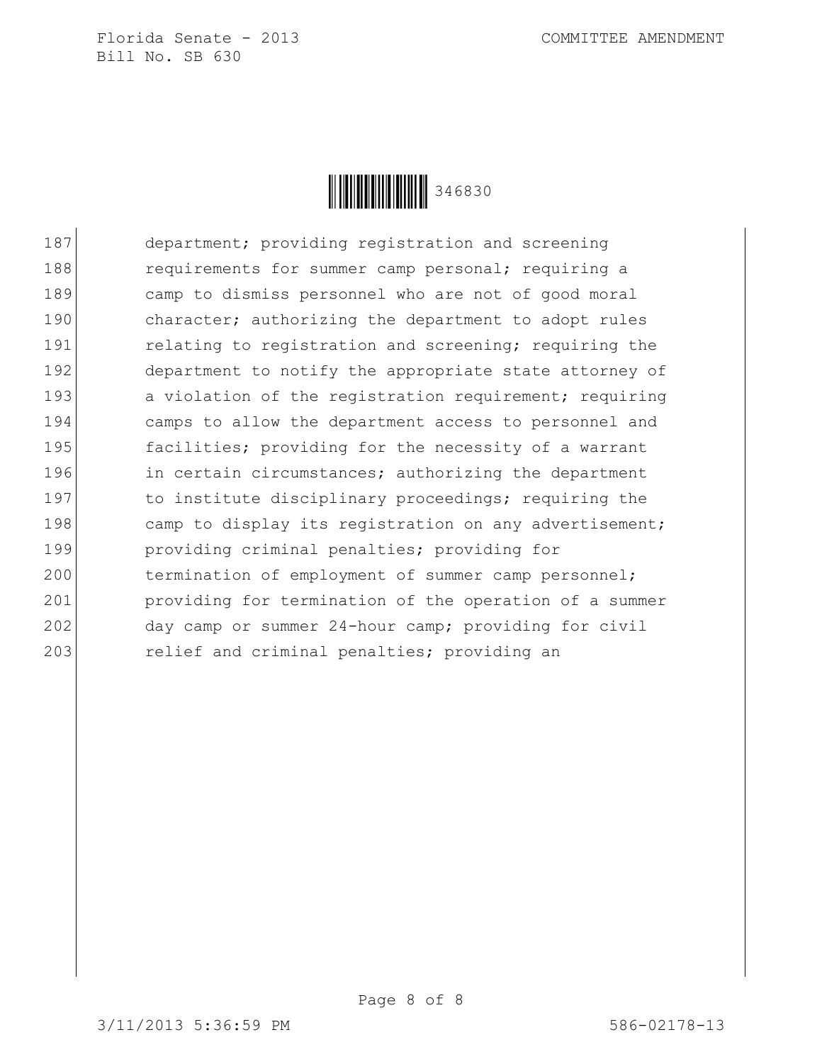187 department; providing registration and screening
188 requirements for summer camp personal; requiring a
189 camp to dismiss personnel who are not of good moral
190 character; authorizing the department to adopt rules
191 relating to registration and screening; requiring the
192 department to notify the appropriate state attorney of
193 a violation of the registration requirement; requiring
194 camps to allow the department access to personnel and
195 facilities; providing for the necessity of a warrant
196 in certain circumstances; authorizing the department
197 to institute disciplinary proceedings; requiring the
198 camp to display its registration on any advertisement;
199 providing criminal penalties; providing for
200 termination of employment of summer camp personnel;
201 providing for termination of the operation of a summer
202 day camp or summer 24-hour camp; providing for civil
203 relief and criminal penalties; providing an